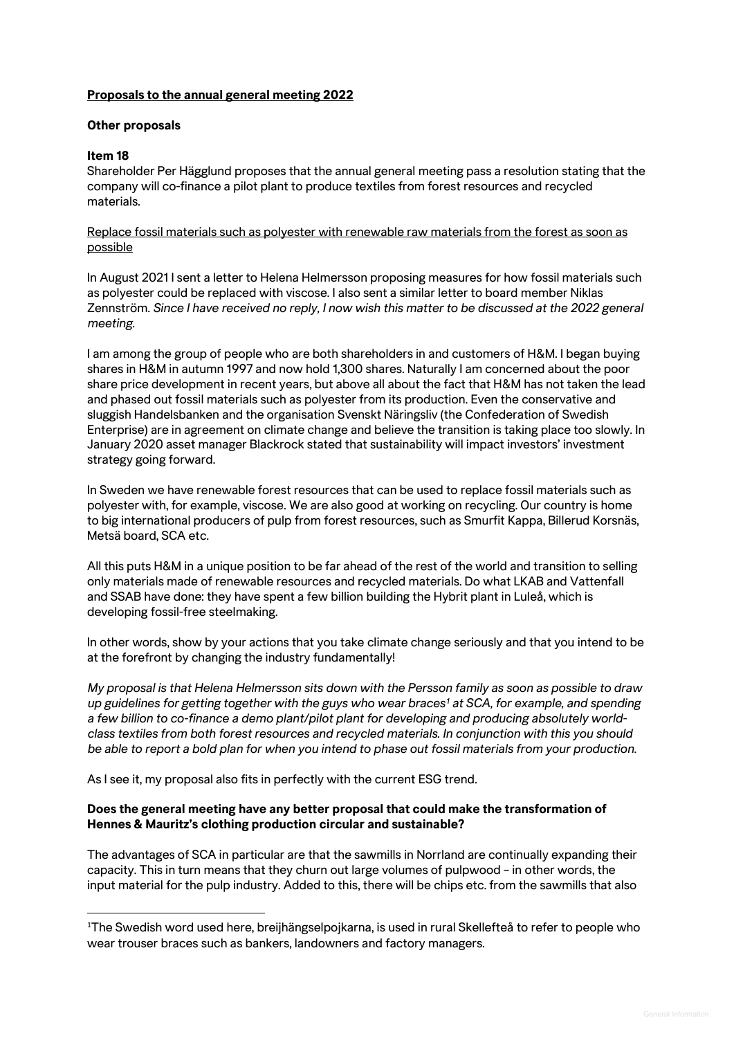**Proposals to the annual general meeting 2022**

**Other proposals**

**Item 18**

Shareholder Per Hägglund proposes that the annual general meeting pass a resolution stating that the company will co-finance a pilot plant to produce textiles from forest resources and recycled materials.

Replace fossil materials such as polyester with renewable raw materials from the forest as soon as possible

In August 2021 I sent a letter to Helena Helmersson proposing measures for how fossil materials such as polyester could be replaced with viscose. I also sent a similar letter to board member Niklas Zennström. *Since I have received no reply, I now wish this matter to be discussed at the 2022 general meeting.*

I am among the group of people who are both shareholders in and customers of H&M. I began buying shares in H&M in autumn 1997 and now hold 1,300 shares. Naturally I am concerned about the poor share price development in recent years, but above all about the fact that H&M has not taken the lead and phased out fossil materials such as polyester from its production. Even the conservative and sluggish Handelsbanken and the organisation Svenskt Näringsliv (the Confederation of Swedish Enterprise) are in agreement on climate change and believe the transition is taking place too slowly. In January 2020 asset manager Blackrock stated that sustainability will impact investors' investment strategy going forward.

In Sweden we have renewable forest resources that can be used to replace fossil materials such as polyester with, for example, viscose. We are also good at working on recycling. Our country is home to big international producers of pulp from forest resources, such as Smurfit Kappa, Billerud Korsnäs, Metsä board, SCA etc.

All this puts H&M in a unique position to be far ahead of the rest of the world and transition to selling only materials made of renewable resources and recycled materials. Do what LKAB and Vattenfall and SSAB have done: they have spent a few billion building the Hybrit plant in Luleå, which is developing fossil-free steelmaking.

In other words, show by your actions that you take climate change seriously and that you intend to be at the forefront by changing the industry fundamentally!

*My proposal is that Helena Helmersson sits down with the Persson family as soon as possible to draw up guidelines for getting together with the guys who wear braces[1] at SCA, for example, and spending a few billion to co-finance a demo plant/pilot plant for developing and producing absolutely world-class textiles from both forest resources and recycled materials. In conjunction with this you should be able to report a bold plan for when you intend to phase out fossil materials from your production.*

As I see it, my proposal also fits in perfectly with the current ESG trend.

**Does the general meeting have any better proposal that could make the transformation of Hennes & Mauritz's clothing production circular and sustainable?**

The advantages of SCA in particular are that the sawmills in Norrland are continually expanding their capacity. This in turn means that they churn out large volumes of pulpwood – in other words, the input material for the pulp industry. Added to this, there will be chips etc. from the sawmills that also

[1] The Swedish word used here, breijhängselpojkarna, is used in rural Skellefteå to refer to people who wear trouser braces such as bankers, landowners and factory managers.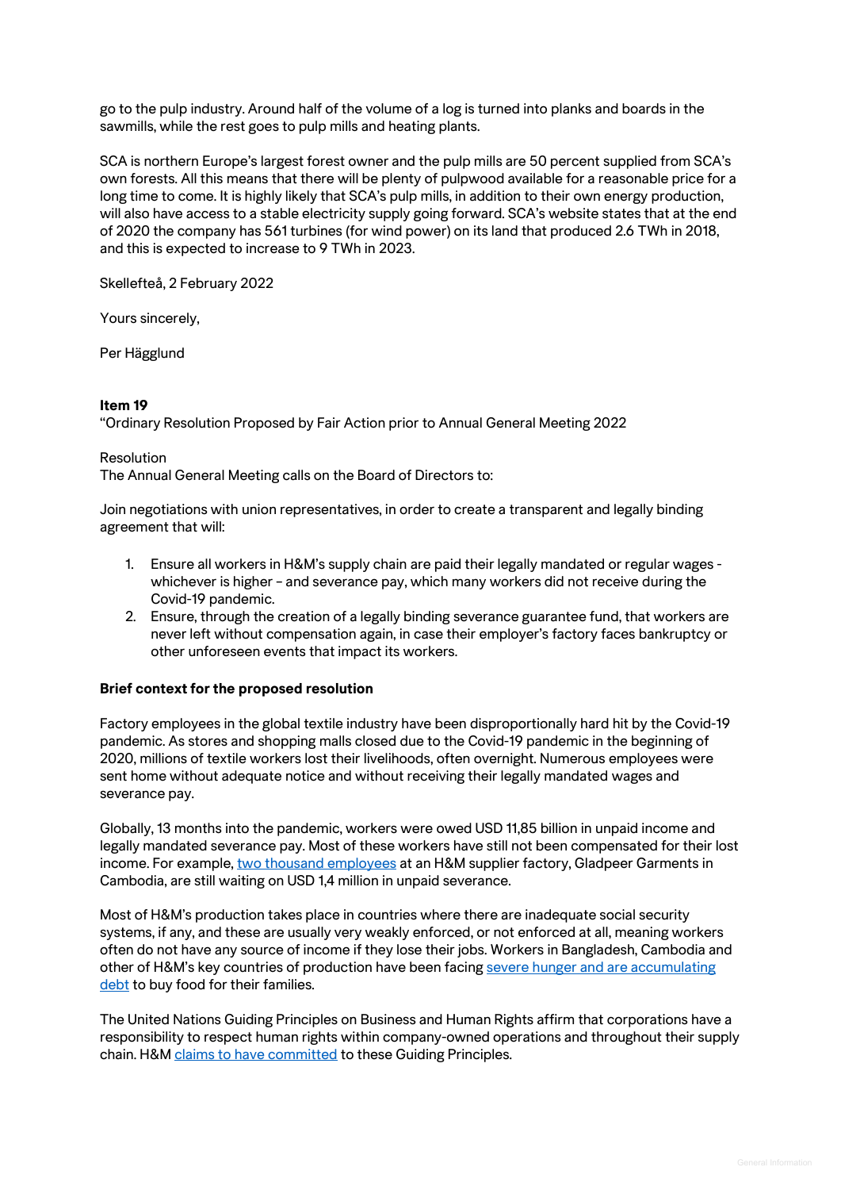go to the pulp industry. Around half of the volume of a log is turned into planks and boards in the sawmills, while the rest goes to pulp mills and heating plants.

SCA is northern Europe's largest forest owner and the pulp mills are 50 percent supplied from SCA's own forests. All this means that there will be plenty of pulpwood available for a reasonable price for a long time to come. It is highly likely that SCA's pulp mills, in addition to their own energy production, will also have access to a stable electricity supply going forward. SCA's website states that at the end of 2020 the company has 561 turbines (for wind power) on its land that produced 2.6 TWh in 2018, and this is expected to increase to 9 TWh in 2023.

Skellefteå, 2 February 2022

Yours sincerely,

Per Hägglund

**Item 19**
"Ordinary Resolution Proposed by Fair Action prior to Annual General Meeting 2022

Resolution
The Annual General Meeting calls on the Board of Directors to:

Join negotiations with union representatives, in order to create a transparent and legally binding agreement that will:

1. Ensure all workers in H&M's supply chain are paid their legally mandated or regular wages - whichever is higher – and severance pay, which many workers did not receive during the Covid-19 pandemic.
2. Ensure, through the creation of a legally binding severance guarantee fund, that workers are never left without compensation again, in case their employer's factory faces bankruptcy or other unforeseen events that impact its workers.

**Brief context for the proposed resolution**

Factory employees in the global textile industry have been disproportionally hard hit by the Covid-19 pandemic. As stores and shopping malls closed due to the Covid-19 pandemic in the beginning of 2020, millions of textile workers lost their livelihoods, often overnight. Numerous employees were sent home without adequate notice and without receiving their legally mandated wages and severance pay.

Globally, 13 months into the pandemic, workers were owed USD 11,85 billion in unpaid income and legally mandated severance pay. Most of these workers have still not been compensated for their lost income. For example, two thousand employees at an H&M supplier factory, Gladpeer Garments in Cambodia, are still waiting on USD 1,4 million in unpaid severance.

Most of H&M's production takes place in countries where there are inadequate social security systems, if any, and these are usually very weakly enforced, or not enforced at all, meaning workers often do not have any source of income if they lose their jobs. Workers in Bangladesh, Cambodia and other of H&M's key countries of production have been facing severe hunger and are accumulating debt to buy food for their families.

The United Nations Guiding Principles on Business and Human Rights affirm that corporations have a responsibility to respect human rights within company-owned operations and throughout their supply chain. H&M claims to have committed to these Guiding Principles.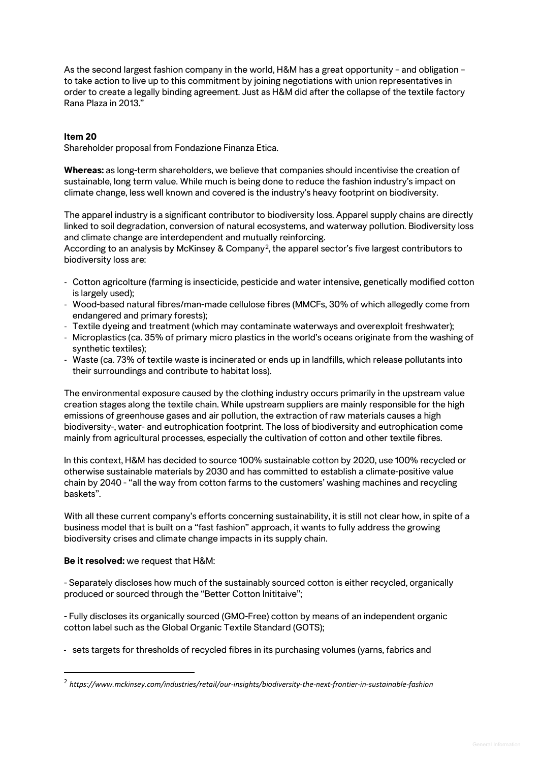As the second largest fashion company in the world, H&M has a great opportunity – and obligation – to take action to live up to this commitment by joining negotiations with union representatives in order to create a legally binding agreement. Just as H&M did after the collapse of the textile factory Rana Plaza in 2013."

**Item 20**

Shareholder proposal from Fondazione Finanza Etica.

**Whereas:** as long-term shareholders, we believe that companies should incentivise the creation of sustainable, long term value. While much is being done to reduce the fashion industry's impact on climate change, less well known and covered is the industry's heavy footprint on biodiversity.

The apparel industry is a significant contributor to biodiversity loss. Apparel supply chains are directly linked to soil degradation, conversion of natural ecosystems, and waterway pollution. Biodiversity loss and climate change are interdependent and mutually reinforcing.
According to an analysis by McKinsey & Company[2], the apparel sector's five largest contributors to biodiversity loss are:

- Cotton agricolture (farming is insecticide, pesticide and water intensive, genetically modified cotton is largely used);
- Wood-based natural fibres/man-made cellulose fibres (MMCFs, 30% of which allegedly come from endangered and primary forests);
- Textile dyeing and treatment (which may contaminate waterways and overexploit freshwater);
- Microplastics (ca. 35% of primary micro plastics in the world's oceans originate from the washing of synthetic textiles);
- Waste (ca. 73% of textile waste is incinerated or ends up in landfills, which release pollutants into their surroundings and contribute to habitat loss).

The environmental exposure caused by the clothing industry occurs primarily in the upstream value creation stages along the textile chain. While upstream suppliers are mainly responsible for the high emissions of greenhouse gases and air pollution, the extraction of raw materials causes a high biodiversity-, water- and eutrophication footprint. The loss of biodiversity and eutrophication come mainly from agricultural processes, especially the cultivation of cotton and other textile fibres.

In this context, H&M has decided to source 100% sustainable cotton by 2020, use 100% recycled or otherwise sustainable materials by 2030 and has committed to establish a climate-positive value chain by 2040 - "all the way from cotton farms to the customers' washing machines and recycling baskets".

With all these current company's efforts concerning sustainability, it is still not clear how, in spite of a business model that is built on a "fast fashion" approach, it wants to fully address the growing biodiversity crises and climate change impacts in its supply chain.

**Be it resolved:** we request that H&M:

- Separately discloses how much of the sustainably sourced cotton is either recycled, organically produced or sourced through the "Better Cotton Inititaive";

- Fully discloses its organically sourced (GMO-Free) cotton by means of an independent organic cotton label such as the Global Organic Textile Standard (GOTS);

- sets targets for thresholds of recycled fibres in its purchasing volumes (yarns, fabrics and

[2] *https://www.mckinsey.com/industries/retail/our-insights/biodiversity-the-next-frontier-in-sustainable-fashion*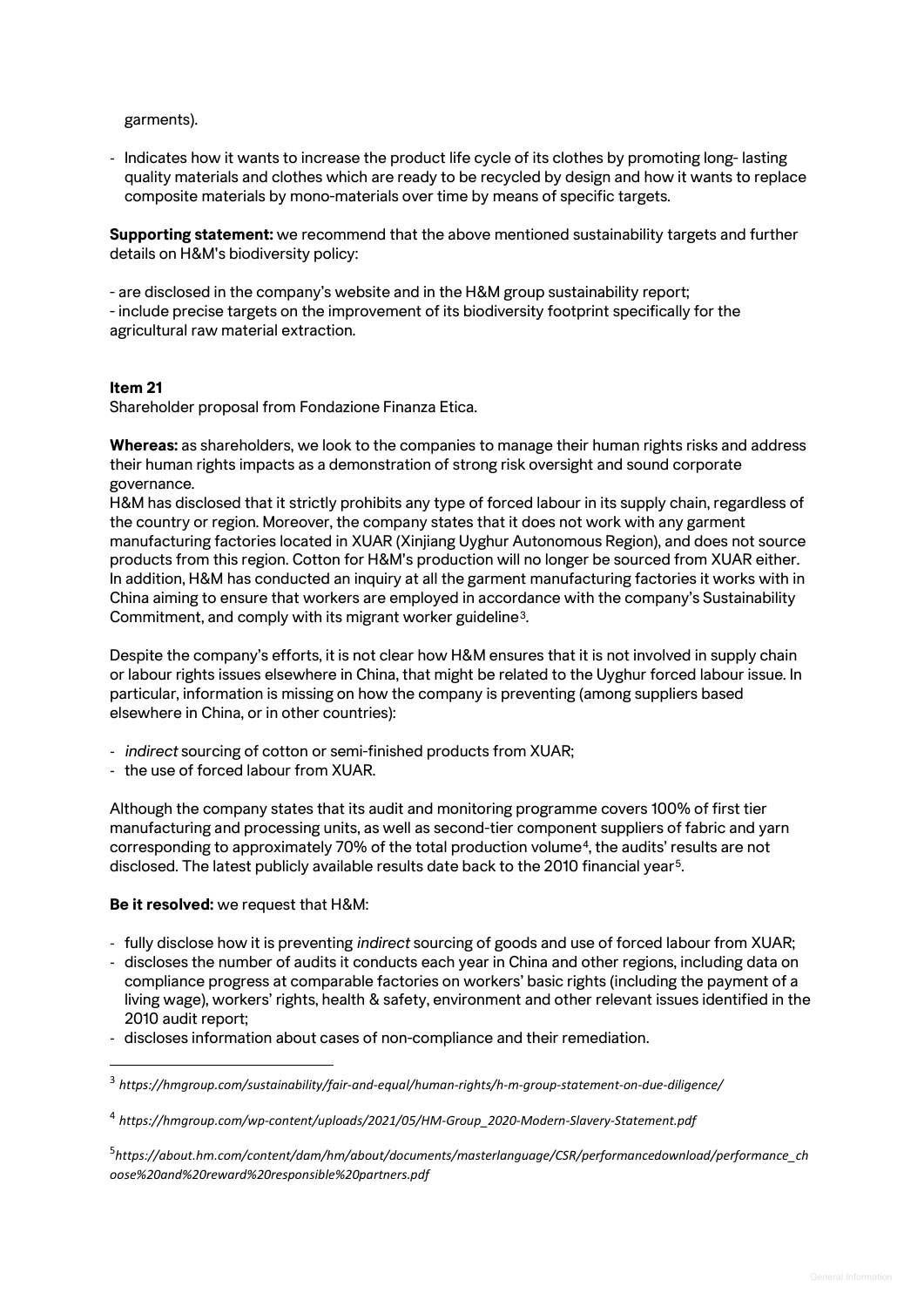garments).

- Indicates how it wants to increase the product life cycle of its clothes by promoting long- lasting quality materials and clothes which are ready to be recycled by design and how it wants to replace composite materials by mono-materials over time by means of specific targets.

**Supporting statement:** we recommend that the above mentioned sustainability targets and further details on H&M's biodiversity policy:

- are disclosed in the company's website and in the H&M group sustainability report;
- include precise targets on the improvement of its biodiversity footprint specifically for the agricultural raw material extraction.

**Item 21**

Shareholder proposal from Fondazione Finanza Etica.

**Whereas:** as shareholders, we look to the companies to manage their human rights risks and address their human rights impacts as a demonstration of strong risk oversight and sound corporate governance.

H&M has disclosed that it strictly prohibits any type of forced labour in its supply chain, regardless of the country or region. Moreover, the company states that it does not work with any garment manufacturing factories located in XUAR (Xinjiang Uyghur Autonomous Region), and does not source products from this region. Cotton for H&M's production will no longer be sourced from XUAR either. In addition, H&M has conducted an inquiry at all the garment manufacturing factories it works with in China aiming to ensure that workers are employed in accordance with the company's Sustainability Commitment, and comply with its migrant worker guideline[3].

Despite the company's efforts, it is not clear how H&M ensures that it is not involved in supply chain or labour rights issues elsewhere in China, that might be related to the Uyghur forced labour issue. In particular, information is missing on how the company is preventing (among suppliers based elsewhere in China, or in other countries):

- *indirect* sourcing of cotton or semi-finished products from XUAR;
- the use of forced labour from XUAR.

Although the company states that its audit and monitoring programme covers 100% of first tier manufacturing and processing units, as well as second-tier component suppliers of fabric and yarn corresponding to approximately 70% of the total production volume[4], the audits' results are not disclosed. The latest publicly available results date back to the 2010 financial year[5].

**Be it resolved:** we request that H&M:

- fully disclose how it is preventing *indirect* sourcing of goods and use of forced labour from XUAR;
- discloses the number of audits it conducts each year in China and other regions, including data on compliance progress at comparable factories on workers' basic rights (including the payment of a living wage), workers' rights, health & safety, environment and other relevant issues identified in the 2010 audit report;
- discloses information about cases of non-compliance and their remediation.

---

[3] *https://hmgroup.com/sustainability/fair-and-equal/human-rights/h-m-group-statement-on-due-diligence/*

[4] *https://hmgroup.com/wp-content/uploads/2021/05/HM-Group_2020-Modern-Slavery-Statement.pdf*

[5] *https://about.hm.com/content/dam/hm/about/documents/masterlanguage/CSR/performancedownload/performance_choose%20and%20reward%20responsible%20partners.pdf*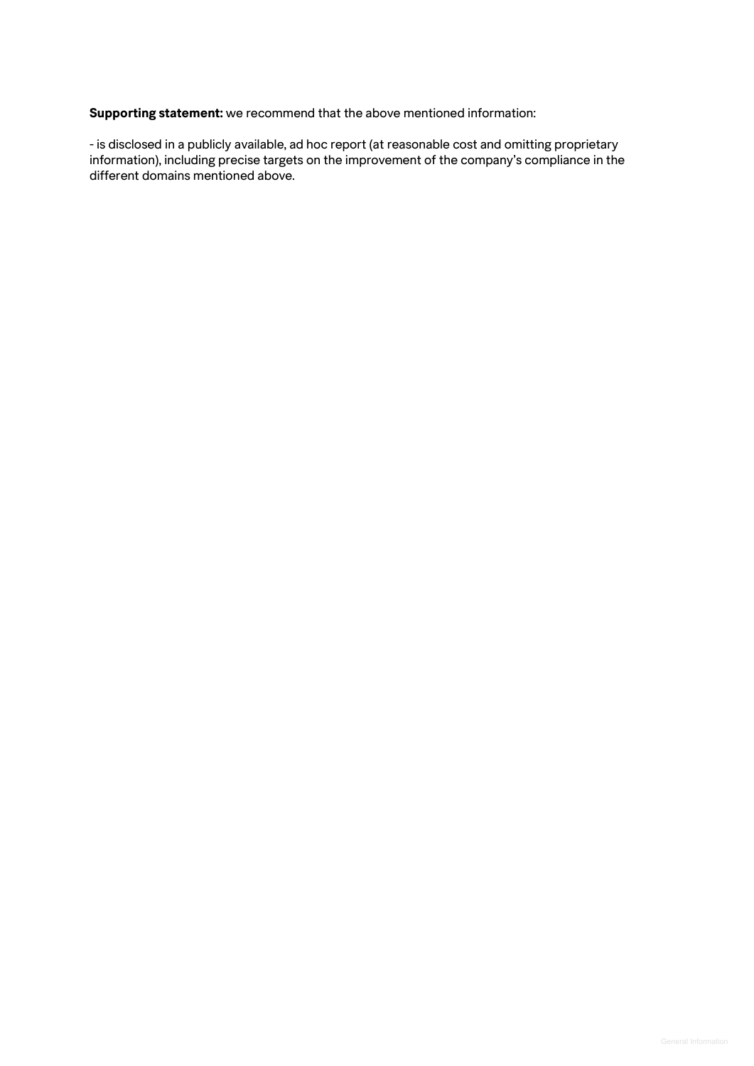**Supporting statement:** we recommend that the above mentioned information:

- is disclosed in a publicly available, ad hoc report (at reasonable cost and omitting proprietary information), including precise targets on the improvement of the company's compliance in the different domains mentioned above.